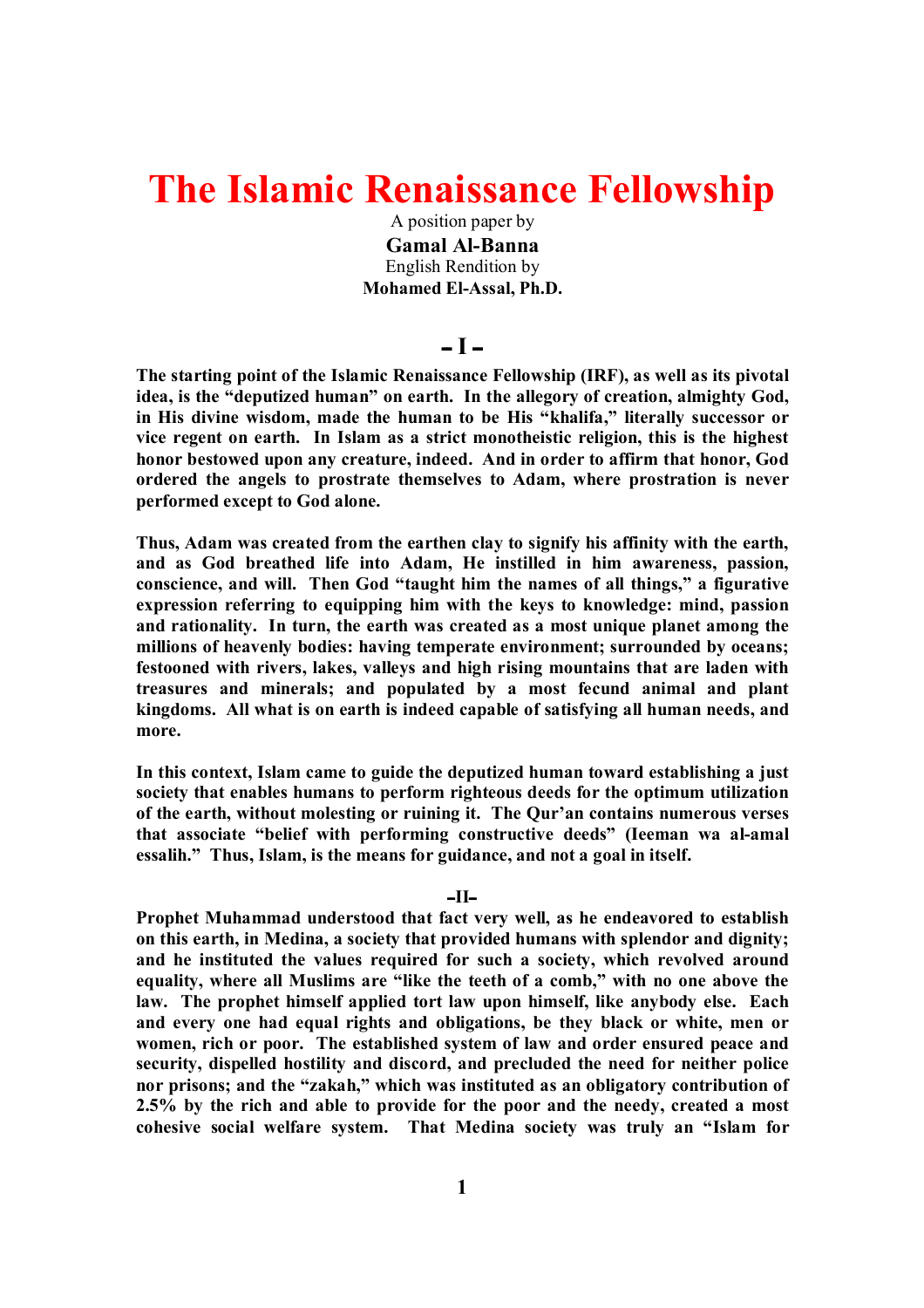# The Islamic Renaissance Fellowship

A position paper by

**Gamal Al-Banna**

English Rendition by

**Mohamed El-Assal, Ph.D.**

## – I –

**The starting point of the Islamic Renaissance Fellowship (IRF), as well as its pivotal idea, is the "deputized human" on earth. In the allegory of creation, almighty God, in His divine wisdom, made the human to be His "khalifa," literally successor or vice regent on earth. In Islam as a strict monotheistic religion, this is the highest honor bestowed upon any creature, indeed. And in order to affirm that honor, God ordered the angels to prostrate themselves to Adam, where prostration is never performed except to God alone.**

**Thus, Adam was created from the earthen clay to signify his affinity with the earth, and as God breathed life into Adam, He instilled in him awareness, passion, conscience, and will. Then God "taught him the names of all things," a figurative expression referring to equipping him with the keys to knowledge: mind, passion and rationality. In turn, the earth was created as a most unique planet among the millions of heavenly bodies: having temperate environment; surrounded by oceans; festooned with rivers, lakes, valleys and high rising mountains that are laden with treasures and minerals; and populated by a most fecund animal and plant kingdoms. All what is on earth is indeed capable of satisfying all human needs, and more.**

**In this context, Islam came to guide the deputized human toward establishing a just society that enables humans to perform righteous deeds for the optimum utilization of the earth, without molesting or ruining it. The Qur'an contains numerous verses that associate "belief with performing constructive deeds" (Ieeman wa al-amal essalih." Thus, Islam, is the means for guidance, and not a goal in itself.**

## –II–

**Prophet Muhammad understood that fact very well, as he endeavored to establish on this earth, in Medina, a society that provided humans with splendor and dignity; and he instituted the values required for such a society, which revolved around equality, where all Muslims are "like the teeth of a comb," with no one above the law. The prophet himself applied tort law upon himself, like anybody else. Each and every one had equal rights and obligations, be they black or white, men or women, rich or poor. The established system of law and order ensured peace and security, dispelled hostility and discord, and precluded the need for neither police nor prisons; and the "zakah," which was instituted as an obligatory contribution of 2.5% by the rich and able to provide for the poor and the needy, created a most cohesive social welfare system. That Medina society was truly an "Islam for**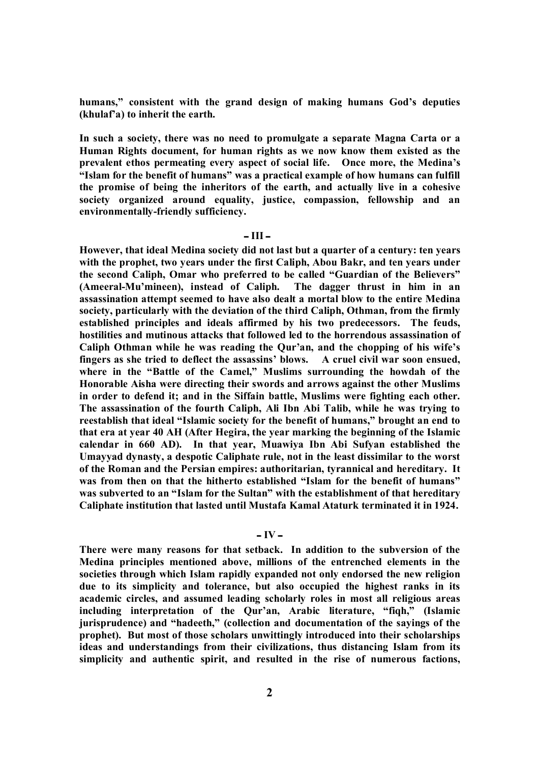**humans," consistent with the grand design of making humans God's deputies (khulaf'a) to inherit the earth.**

**In such a society, there was no need to promulgate a separate Magna Carta or a Human Rights document, for human rights as we now know them existed as the prevalent ethos permeating every aspect of social life. Once more, the Medina's "Islam for the benefit of humans" was a practical example of how humans can fulfill the promise of being the inheritors of the earth, and actually live in a cohesive society organized around equality, justice, compassion, fellowship and an environmentally-friendly sufficiency.**

**– III –**

**However, that ideal Medina society did not last but a quarter of a century: ten years with the prophet, two years under the first Caliph, Abou Bakr, and ten years under the second Caliph, Omar who preferred to be called "Guardian of the Believers" (Ameeral-Mu'mineen), instead of Caliph. The dagger thrust in him in an assassination attempt seemed to have also dealt a mortal blow to the entire Medina society, particularly with the deviation of the third Caliph, Othman, from the firmly established principles and ideals affirmed by his two predecessors. The feuds, hostilities and mutinous attacks that followed led to the horrendous assassination of Caliph Othman while he was reading the Qur'an, and the chopping of his wife's fingers as she tried to deflect the assassins' blows. A cruel civil war soon ensued, where in the "Battle of the Camel," Muslims surrounding the howdah of the Honorable Aisha were directing their swords and arrows against the other Muslims in order to defend it; and in the Siffain battle, Muslims were fighting each other. The assassination of the fourth Caliph, Ali Ibn Abi Talib, while he was trying to reestablish that ideal "Islamic society for the benefit of humans," brought an end to that era at year 40 AH (After Hegira, the year marking the beginning of the Islamic calendar in 660 AD). In that year, Muawiya Ibn Abi Sufyan established the Umayyad dynasty, a despotic Caliphate rule, not in the least dissimilar to the worst of the Roman and the Persian empires: authoritarian, tyrannical and hereditary. It was from then on that the hitherto established "Islam for the benefit of humans" was subverted to an "Islam for the Sultan" with the establishment of that hereditary Caliphate institution that lasted until Mustafa Kamal Ataturk terminated it in 1924.**

**– IV –**

**There were many reasons for that setback. In addition to the subversion of the Medina principles mentioned above, millions of the entrenched elements in the societies through which Islam rapidly expanded not only endorsed the new religion due to its simplicity and tolerance, but also occupied the highest ranks in its academic circles, and assumed leading scholarly roles in most all religious areas including interpretation of the Qur'an, Arabic literature, "fiqh," (Islamic jurisprudence) and "hadeeth," (collection and documentation of the sayings of the prophet). But most of those scholars unwittingly introduced into their scholarships ideas and understandings from their civilizations, thus distancing Islam from its simplicity and authentic spirit, and resulted in the rise of numerous factions,**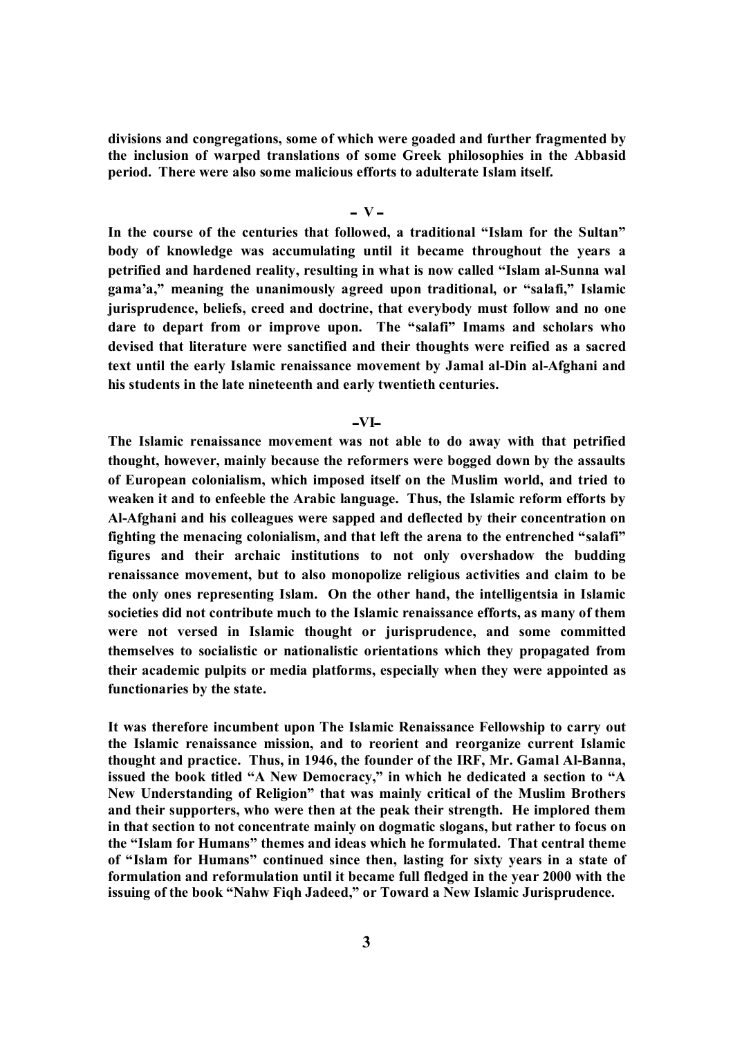**divisions and congregations, some of which were goaded and further fragmented by the inclusion of warped translations of some Greek philosophies in the Abbasid period. There were also some malicious efforts to adulterate Islam itself.**

**– V –**

**In the course of the centuries that followed, a traditional "Islam for the Sultan" body of knowledge was accumulating until it became throughout the years a petrified and hardened reality, resulting in what is now called "Islam al-Sunna wal gama'a," meaning the unanimously agreed upon traditional, or "salafi," Islamic jurisprudence, beliefs, creed and doctrine, that everybody must follow and no one dare to depart from or improve upon. The "salafi" Imams and scholars who devised that literature were sanctified and their thoughts were reified as a sacred text until the early Islamic renaissance movement by Jamal al-Din al-Afghani and his students in the late nineteenth and early twentieth centuries.**

**–VI–**

**The Islamic renaissance movement was not able to do away with that petrified thought, however, mainly because the reformers were bogged down by the assaults of European colonialism, which imposed itself on the Muslim world, and tried to weaken it and to enfeeble the Arabic language. Thus, the Islamic reform efforts by Al-Afghani and his colleagues were sapped and deflected by their concentration on fighting the menacing colonialism, and that left the arena to the entrenched "salafi" figures and their archaic institutions to not only overshadow the budding renaissance movement, but to also monopolize religious activities and claim to be the only ones representing Islam. On the other hand, the intelligentsia in Islamic societies did not contribute much to the Islamic renaissance efforts, as many of them were not versed in Islamic thought or jurisprudence, and some committed themselves to socialistic or nationalistic orientations which they propagated from their academic pulpits or media platforms, especially when they were appointed as functionaries by the state.**

**It was therefore incumbent upon The Islamic Renaissance Fellowship to carry out the Islamic renaissance mission, and to reorient and reorganize current Islamic thought and practice. Thus, in 1946, the founder of the IRF, Mr. Gamal Al-Banna, issued the book titled "A New Democracy," in which he dedicated a section to "A New Understanding of Religion" that was mainly critical of the Muslim Brothers and their supporters, who were then at the peak their strength. He implored them in that section to not concentrate mainly on dogmatic slogans, but rather to focus on the "Islam for Humans" themes and ideas which he formulated. That central theme of "Islam for Humans" continued since then, lasting for sixty years in a state of formulation and reformulation until it became full fledged in the year 2000 with the issuing of the book "Nahw Fiqh Jadeed," or Toward a New Islamic Jurisprudence.**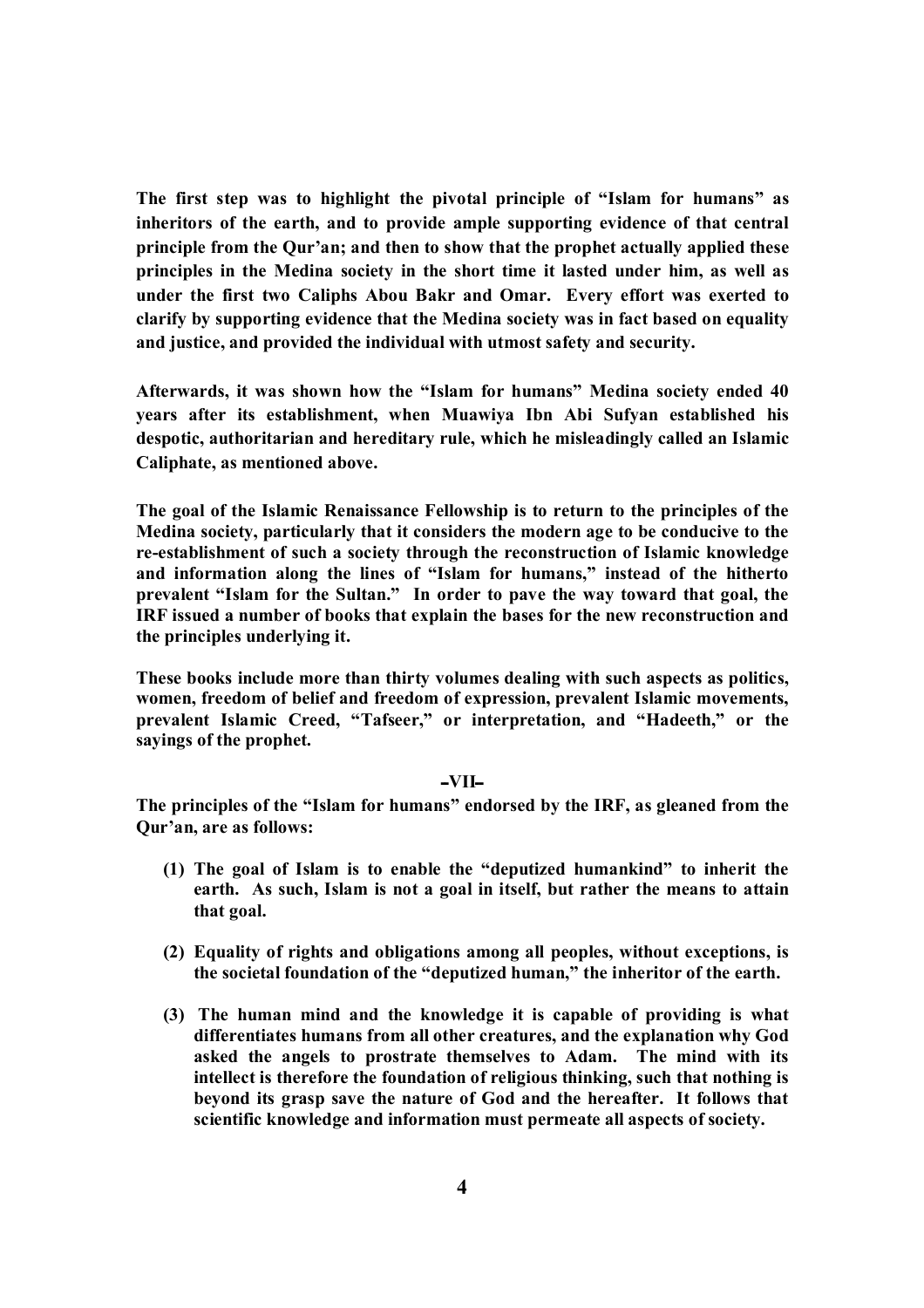**The first step was to highlight the pivotal principle of "Islam for humans" as inheritors of the earth, and to provide ample supporting evidence of that central principle from the Qur'an; and then to show that the prophet actually applied these principles in the Medina society in the short time it lasted under him, as well as under the first two Caliphs Abou Bakr and Omar. Every effort was exerted to clarify by supporting evidence that the Medina society was in fact based on equality and justice, and provided the individual with utmost safety and security.**

**Afterwards, it was shown how the "Islam for humans" Medina society ended 40 years after its establishment, when Muawiya Ibn Abi Sufyan established his despotic, authoritarian and hereditary rule, which he misleadingly called an Islamic Caliphate, as mentioned above.**

**The goal of the Islamic Renaissance Fellowship is to return to the principles of the Medina society, particularly that it considers the modern age to be conducive to the re-establishment of such a society through the reconstruction of Islamic knowledge and information along the lines of "Islam for humans," instead of the hitherto prevalent "Islam for the Sultan." In order to pave the way toward that goal, the IRF issued a number of books that explain the bases for the new reconstruction and the principles underlying it.**

**These books include more than thirty volumes dealing with such aspects as politics, women, freedom of belief and freedom of expression, prevalent Islamic movements, prevalent Islamic Creed, "Tafseer," or interpretation, and "Hadeeth," or the sayings of the prophet.**

**–VII–**

**The principles of the "Islam for humans" endorsed by the IRF, as gleaned from the Qur'an, are as follows:**

1. **The goal of Islam is to enable the "deputized humankind" to inherit the earth. As such, Islam is not a goal in itself, but rather the means to attain that goal.**

2. **Equality of rights and obligations among all peoples, without exceptions, is the societal foundation of the "deputized human," the inheritor of the earth.**

3. **The human mind and the knowledge it is capable of providing is what differentiates humans from all other creatures, and the explanation why God asked the angels to prostrate themselves to Adam. The mind with its intellect is therefore the foundation of religious thinking, such that nothing is beyond its grasp save the nature of God and the hereafter. It follows that scientific knowledge and information must permeate all aspects of society.**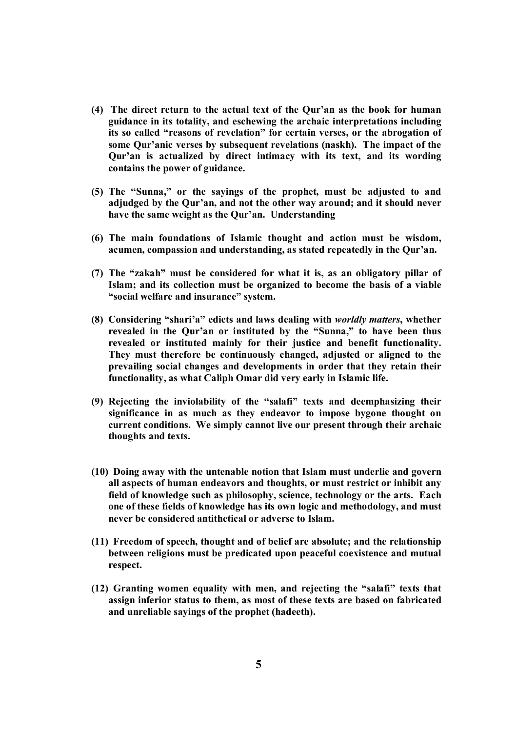**(4) The direct return to the actual text of the Qur'an as the book for human guidance in its totality, and eschewing the archaic interpretations including its so called "reasons of revelation" for certain verses, or the abrogation of some Qur'anic verses by subsequent revelations (naskh). The impact of the Qur'an is actualized by direct intimacy with its text, and its wording contains the power of guidance.**

**(5) The "Sunna," or the sayings of the prophet, must be adjusted to and adjudged by the Qur'an, and not the other way around; and it should never have the same weight as the Qur'an. Understanding**

**(6) The main foundations of Islamic thought and action must be wisdom, acumen, compassion and understanding, as stated repeatedly in the Qur'an.**

**(7) The "zakah" must be considered for what it is, as an obligatory pillar of Islam; and its collection must be organized to become the basis of a viable "social welfare and insurance" system.**

**(8) Considering "shari'a" edicts and laws dealing with *worldly matters*, whether revealed in the Qur'an or instituted by the "Sunna," to have been thus revealed or instituted mainly for their justice and benefit functionality. They must therefore be continuously changed, adjusted or aligned to the prevailing social changes and developments in order that they retain their functionality, as what Caliph Omar did very early in Islamic life.**

**(9) Rejecting the inviolability of the "salafi" texts and deemphasizing their significance in as much as they endeavor to impose bygone thought on current conditions. We simply cannot live our present through their archaic thoughts and texts.**

**(10) Doing away with the untenable notion that Islam must underlie and govern all aspects of human endeavors and thoughts, or must restrict or inhibit any field of knowledge such as philosophy, science, technology or the arts. Each one of these fields of knowledge has its own logic and methodology, and must never be considered antithetical or adverse to Islam.**

**(11) Freedom of speech, thought and of belief are absolute; and the relationship between religions must be predicated upon peaceful coexistence and mutual respect.**

**(12) Granting women equality with men, and rejecting the "salafi" texts that assign inferior status to them, as most of these texts are based on fabricated and unreliable sayings of the prophet (hadeeth).**